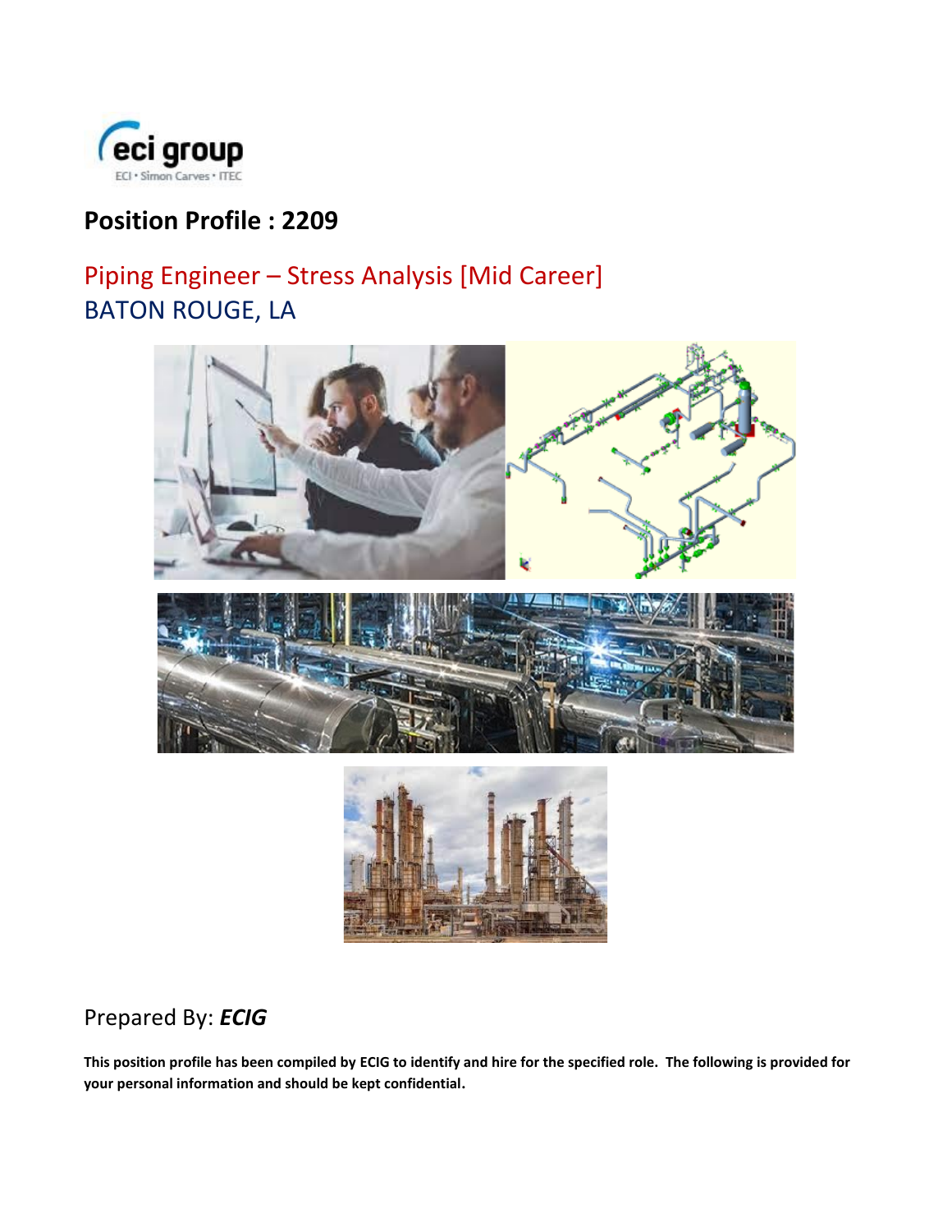eci group
ECI • Simon Carves • ITEC

# Position Profile : 2209

## Piping Engineer – Stress Analysis [Mid Career]
## BATON ROUGE, LA

Prepared By: ***ECIG***

**This position profile has been compiled by ECIG to identify and hire for the specified role. The following is provided for your personal information and should be kept confidential.**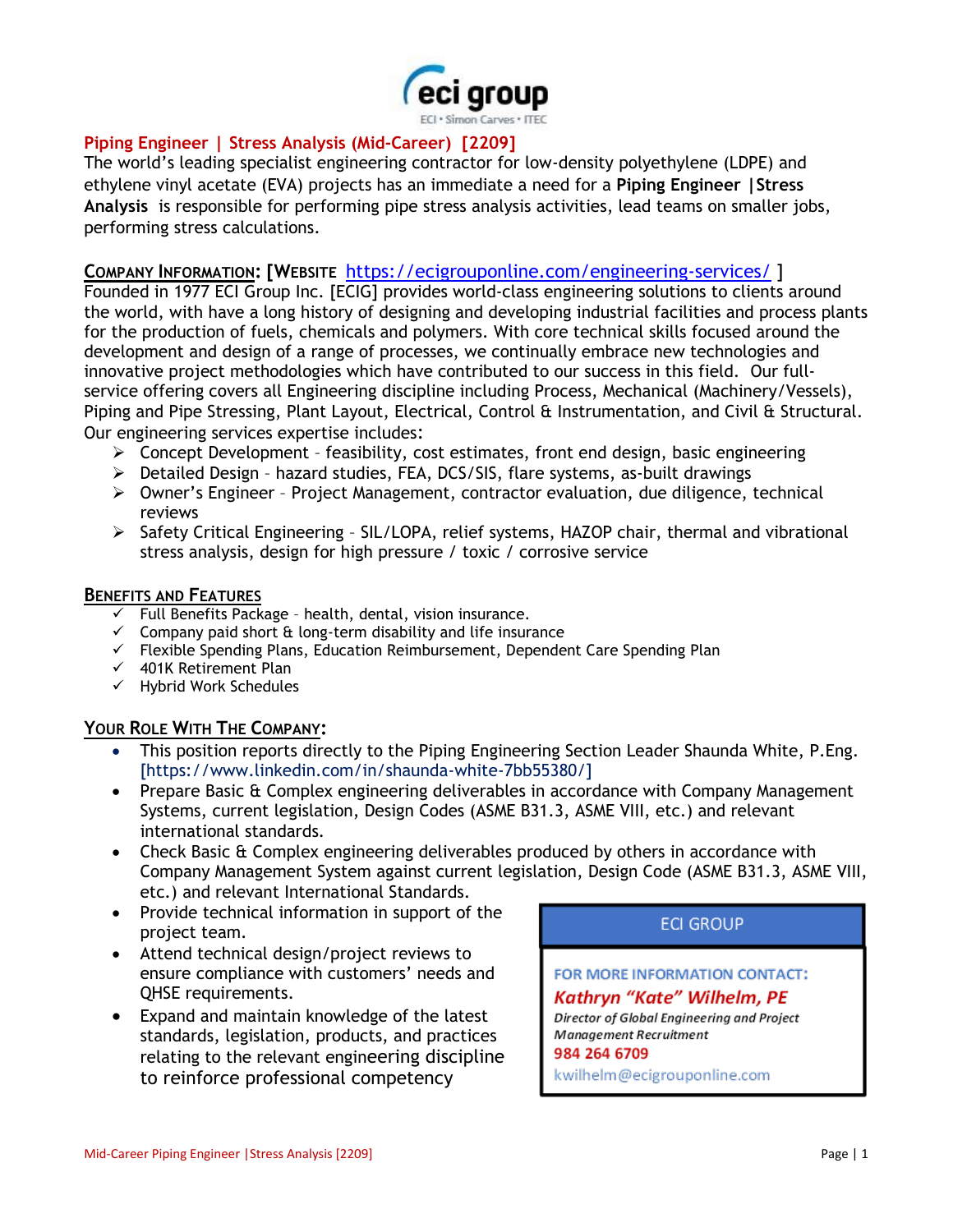# Piping Engineer | Stress Analysis (Mid-Career) [2209]

The world's leading specialist engineering contractor for low-density polyethylene (LDPE) and ethylene vinyl acetate (EVA) projects has an immediate a need for a **Piping Engineer |Stress Analysis** is responsible for performing pipe stress analysis activities, lead teams on smaller jobs, performing stress calculations.

## Company Information: [Website https://ecigrouponline.com/engineering-services/ ]

Founded in 1977 ECI Group Inc. [ECIG] provides world-class engineering solutions to clients around the world, with have a long history of designing and developing industrial facilities and process plants for the production of fuels, chemicals and polymers. With core technical skills focused around the development and design of a range of processes, we continually embrace new technologies and innovative project methodologies which have contributed to our success in this field. Our full-service offering covers all Engineering discipline including Process, Mechanical (Machinery/Vessels), Piping and Pipe Stressing, Plant Layout, Electrical, Control & Instrumentation, and Civil & Structural. Our engineering services expertise includes:

- Concept Development – feasibility, cost estimates, front end design, basic engineering
- Detailed Design – hazard studies, FEA, DCS/SIS, flare systems, as-built drawings
- Owner's Engineer – Project Management, contractor evaluation, due diligence, technical reviews
- Safety Critical Engineering – SIL/LOPA, relief systems, HAZOP chair, thermal and vibrational stress analysis, design for high pressure / toxic / corrosive service

## Benefits and Features

- ✓ Full Benefits Package – health, dental, vision insurance.
- ✓ Company paid short & long-term disability and life insurance
- ✓ Flexible Spending Plans, Education Reimbursement, Dependent Care Spending Plan
- ✓ 401K Retirement Plan
- ✓ Hybrid Work Schedules

## Your Role With The Company:

- This position reports directly to the Piping Engineering Section Leader Shaunda White, P.Eng. [https://www.linkedin.com/in/shaunda-white-7bb55380/]
- Prepare Basic & Complex engineering deliverables in accordance with Company Management Systems, current legislation, Design Codes (ASME B31.3, ASME VIII, etc.) and relevant international standards.
- Check Basic & Complex engineering deliverables produced by others in accordance with Company Management System against current legislation, Design Code (ASME B31.3, ASME VIII, etc.) and relevant International Standards.
- Provide technical information in support of the project team.
- Attend technical design/project reviews to ensure compliance with customers' needs and QHSE requirements.
- Expand and maintain knowledge of the latest standards, legislation, products, and practices relating to the relevant engineering discipline to reinforce professional competency

**ECI GROUP**

FOR MORE INFORMATION CONTACT:

***Kathryn "Kate" Wilhelm, PE***

*Director of Global Engineering and Project Management Recruitment*

984 264 6709

kwilhelm@ecigrouponline.com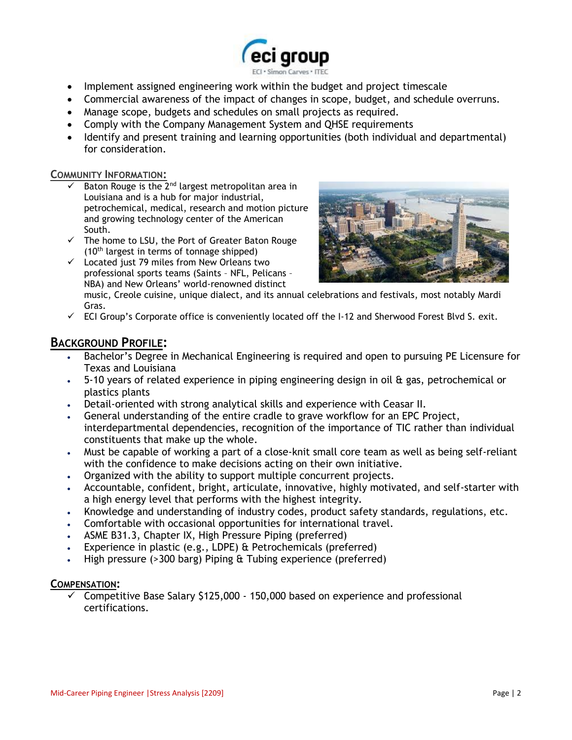- Implement assigned engineering work within the budget and project timescale
- Commercial awareness of the impact of changes in scope, budget, and schedule overruns.
- Manage scope, budgets and schedules on small projects as required.
- Comply with the Company Management System and QHSE requirements
- Identify and present training and learning opportunities (both individual and departmental) for consideration.

**COMMUNITY INFORMATION:**

- ✓ Baton Rouge is the 2nd largest metropolitan area in Louisiana and is a hub for major industrial, petrochemical, medical, research and motion picture and growing technology center of the American South.
- ✓ The home to LSU, the Port of Greater Baton Rouge (10th largest in terms of tonnage shipped)
- ✓ Located just 79 miles from New Orleans two professional sports teams (Saints – NFL, Pelicans – NBA) and New Orleans' world-renowned distinct music, Creole cuisine, unique dialect, and its annual celebrations and festivals, most notably Mardi Gras.
- ✓ ECI Group's Corporate office is conveniently located off the I-12 and Sherwood Forest Blvd S. exit.

## BACKGROUND PROFILE:

- Bachelor's Degree in Mechanical Engineering is required and open to pursuing PE Licensure for Texas and Louisiana
- 5-10 years of related experience in piping engineering design in oil & gas, petrochemical or plastics plants
- Detail-oriented with strong analytical skills and experience with Ceasar II.
- General understanding of the entire cradle to grave workflow for an EPC Project, interdepartmental dependencies, recognition of the importance of TIC rather than individual constituents that make up the whole.
- Must be capable of working a part of a close-knit small core team as well as being self-reliant with the confidence to make decisions acting on their own initiative.
- Organized with the ability to support multiple concurrent projects.
- Accountable, confident, bright, articulate, innovative, highly motivated, and self-starter with a high energy level that performs with the highest integrity.
- Knowledge and understanding of industry codes, product safety standards, regulations, etc.
- Comfortable with occasional opportunities for international travel.
- ASME B31.3, Chapter IX, High Pressure Piping (preferred)
- Experience in plastic (e.g., LDPE) & Petrochemicals (preferred)
- High pressure (>300 barg) Piping & Tubing experience (preferred)

**COMPENSATION:**

- ✓ Competitive Base Salary $125,000 - 150,000 based on experience and professional certifications.